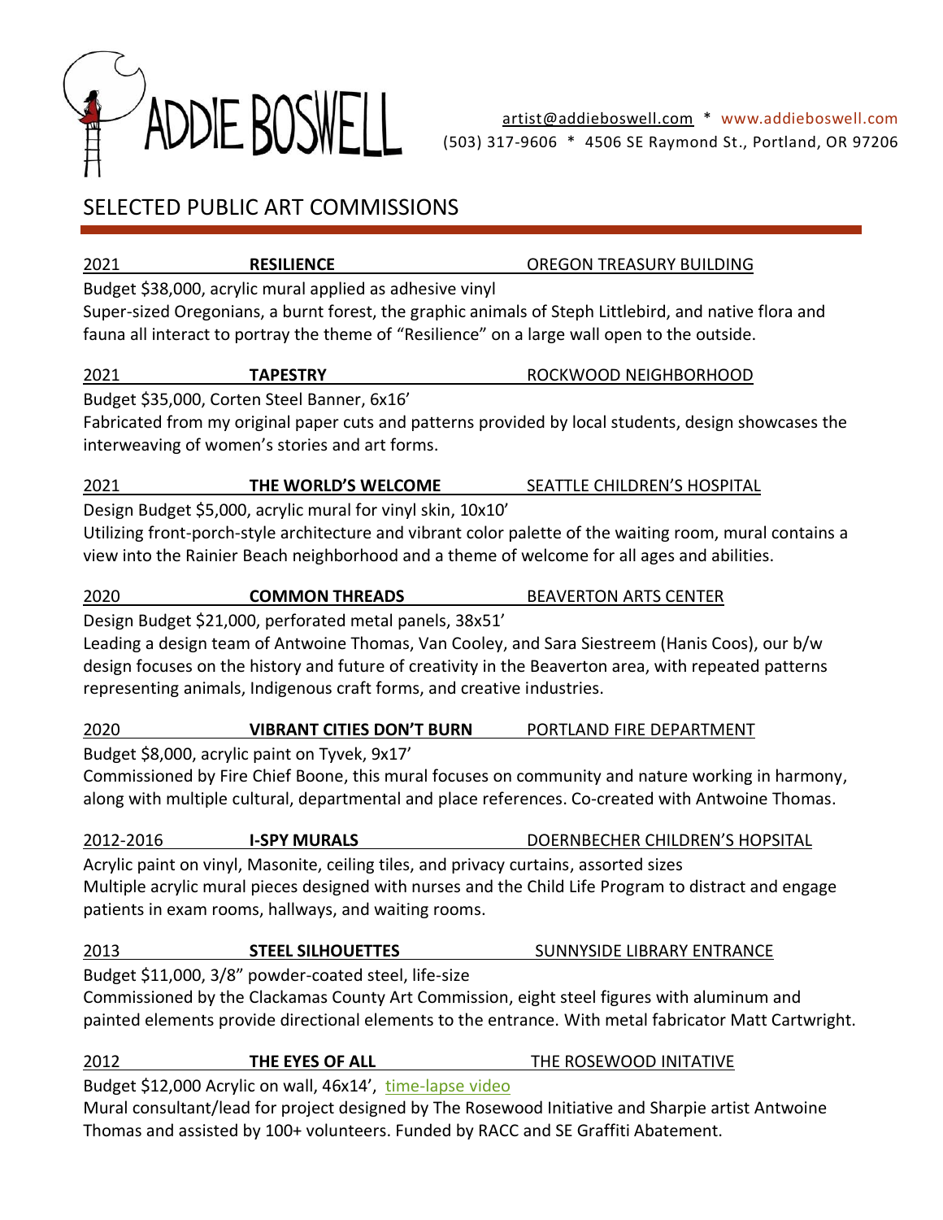# ADDIE BOSWELL

artist@addieboswell.com * www.addieboswell.com
(503) 317-9606 * 4506 SE Raymond St., Portland, OR 97206

## SELECTED PUBLIC ART COMMISSIONS

**2021 — RESILIENCE — OREGON TREASURY BUILDING**

Budget $38,000, acrylic mural applied as adhesive vinyl
Super-sized Oregonians, a burnt forest, the graphic animals of Steph Littlebird, and native flora and fauna all interact to portray the theme of "Resilience" on a large wall open to the outside.

**2021 — TAPESTRY — ROCKWOOD NEIGHBORHOOD**

Budget $35,000, Corten Steel Banner, 6x16'
Fabricated from my original paper cuts and patterns provided by local students, design showcases the interweaving of women's stories and art forms.

**2021 — THE WORLD'S WELCOME — SEATTLE CHILDREN'S HOSPITAL**

Design Budget $5,000, acrylic mural for vinyl skin, 10x10'
Utilizing front-porch-style architecture and vibrant color palette of the waiting room, mural contains a view into the Rainier Beach neighborhood and a theme of welcome for all ages and abilities.

**2020 — COMMON THREADS — BEAVERTON ARTS CENTER**

Design Budget $21,000, perforated metal panels, 38x51'
Leading a design team of Antwoine Thomas, Van Cooley, and Sara Siestreem (Hanis Coos), our b/w design focuses on the history and future of creativity in the Beaverton area, with repeated patterns representing animals, Indigenous craft forms, and creative industries.

**2020 — VIBRANT CITIES DON'T BURN — PORTLAND FIRE DEPARTMENT**

Budget $8,000, acrylic paint on Tyvek, 9x17'
Commissioned by Fire Chief Boone, this mural focuses on community and nature working in harmony, along with multiple cultural, departmental and place references. Co-created with Antwoine Thomas.

**2012-2016 — I-SPY MURALS — DOERNBECHER CHILDREN'S HOPSITAL**

Acrylic paint on vinyl, Masonite, ceiling tiles, and privacy curtains, assorted sizes
Multiple acrylic mural pieces designed with nurses and the Child Life Program to distract and engage patients in exam rooms, hallways, and waiting rooms.

**2013 — STEEL SILHOUETTES — SUNNYSIDE LIBRARY ENTRANCE**

Budget $11,000, 3/8" powder-coated steel, life-size
Commissioned by the Clackamas County Art Commission, eight steel figures with aluminum and painted elements provide directional elements to the entrance. With metal fabricator Matt Cartwright.

**2012 — THE EYES OF ALL — THE ROSEWOOD INITATIVE**

Budget $12,000 Acrylic on wall, 46x14', time-lapse video
Mural consultant/lead for project designed by The Rosewood Initiative and Sharpie artist Antwoine Thomas and assisted by 100+ volunteers. Funded by RACC and SE Graffiti Abatement.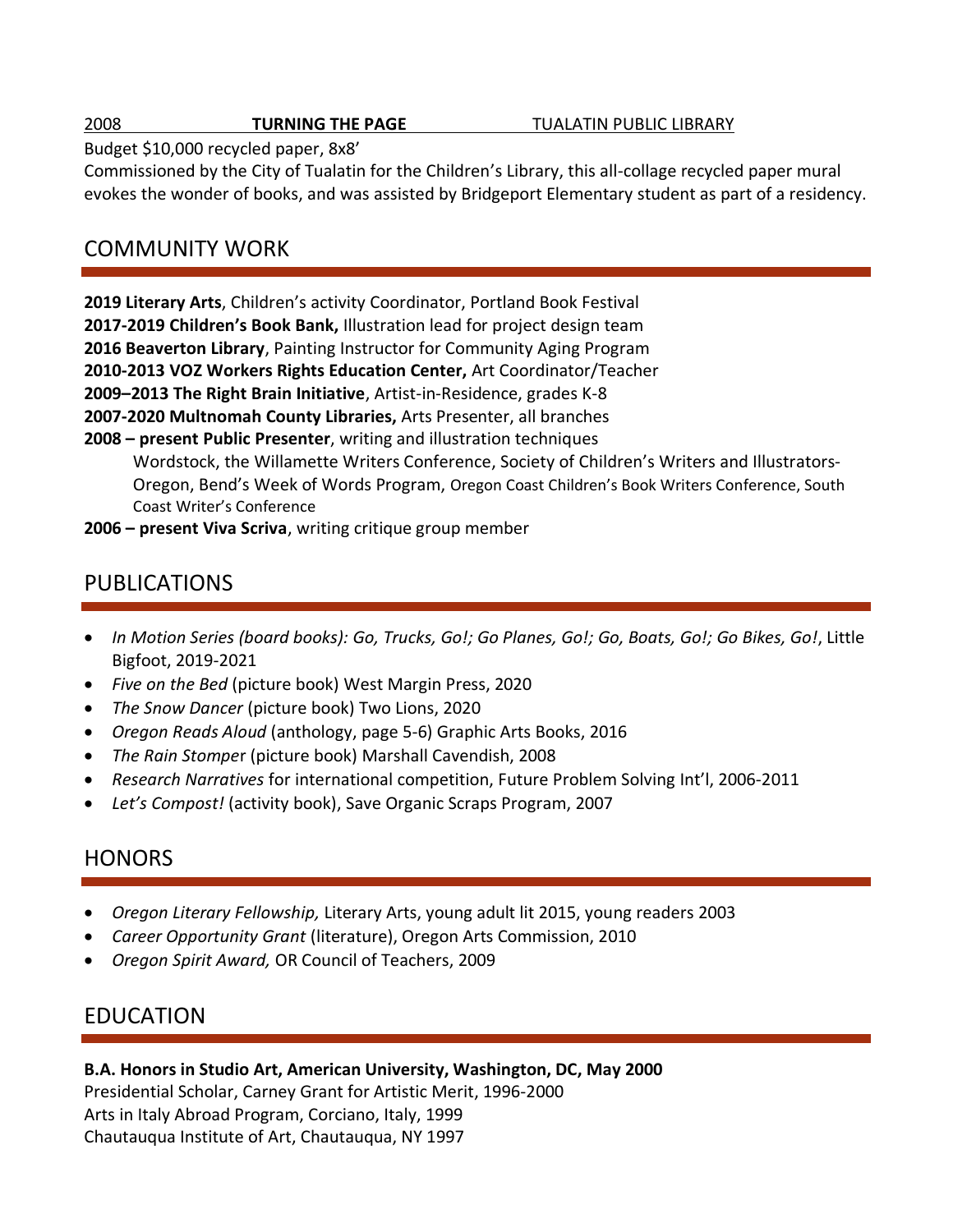2008 **TURNING THE PAGE** TUALATIN PUBLIC LIBRARY

Budget $10,000 recycled paper, 8x8'

Commissioned by the City of Tualatin for the Children's Library, this all-collage recycled paper mural evokes the wonder of books, and was assisted by Bridgeport Elementary student as part of a residency.

## COMMUNITY WORK

**2019 Literary Arts**, Children's activity Coordinator, Portland Book Festival
**2017-2019 Children's Book Bank,** Illustration lead for project design team
**2016 Beaverton Library**, Painting Instructor for Community Aging Program
**2010-2013 VOZ Workers Rights Education Center,** Art Coordinator/Teacher
**2009–2013 The Right Brain Initiative**, Artist-in-Residence, grades K-8
**2007-2020 Multnomah County Libraries,** Arts Presenter, all branches
**2008 – present Public Presenter**, writing and illustration techniques
Wordstock, the Willamette Writers Conference, Society of Children's Writers and Illustrators-Oregon, Bend's Week of Words Program, Oregon Coast Children's Book Writers Conference, South Coast Writer's Conference
**2006 – present Viva Scriva**, writing critique group member

## PUBLICATIONS

- *In Motion Series (board books): Go, Trucks, Go!; Go Planes, Go!; Go, Boats, Go!; Go Bikes, Go!*, Little Bigfoot, 2019-2021
- *Five on the Bed* (picture book) West Margin Press, 2020
- *The Snow Dancer* (picture book) Two Lions, 2020
- *Oregon Reads Aloud* (anthology, page 5-6) Graphic Arts Books, 2016
- *The Rain Stomper* (picture book) Marshall Cavendish, 2008
- *Research Narratives* for international competition, Future Problem Solving Int'l, 2006-2011
- *Let's Compost!* (activity book), Save Organic Scraps Program, 2007

## HONORS

- *Oregon Literary Fellowship,* Literary Arts, young adult lit 2015, young readers 2003
- *Career Opportunity Grant* (literature), Oregon Arts Commission, 2010
- *Oregon Spirit Award,* OR Council of Teachers, 2009

## EDUCATION

**B.A. Honors in Studio Art, American University, Washington, DC, May 2000**
Presidential Scholar, Carney Grant for Artistic Merit, 1996-2000
Arts in Italy Abroad Program, Corciano, Italy, 1999
Chautauqua Institute of Art, Chautauqua, NY 1997